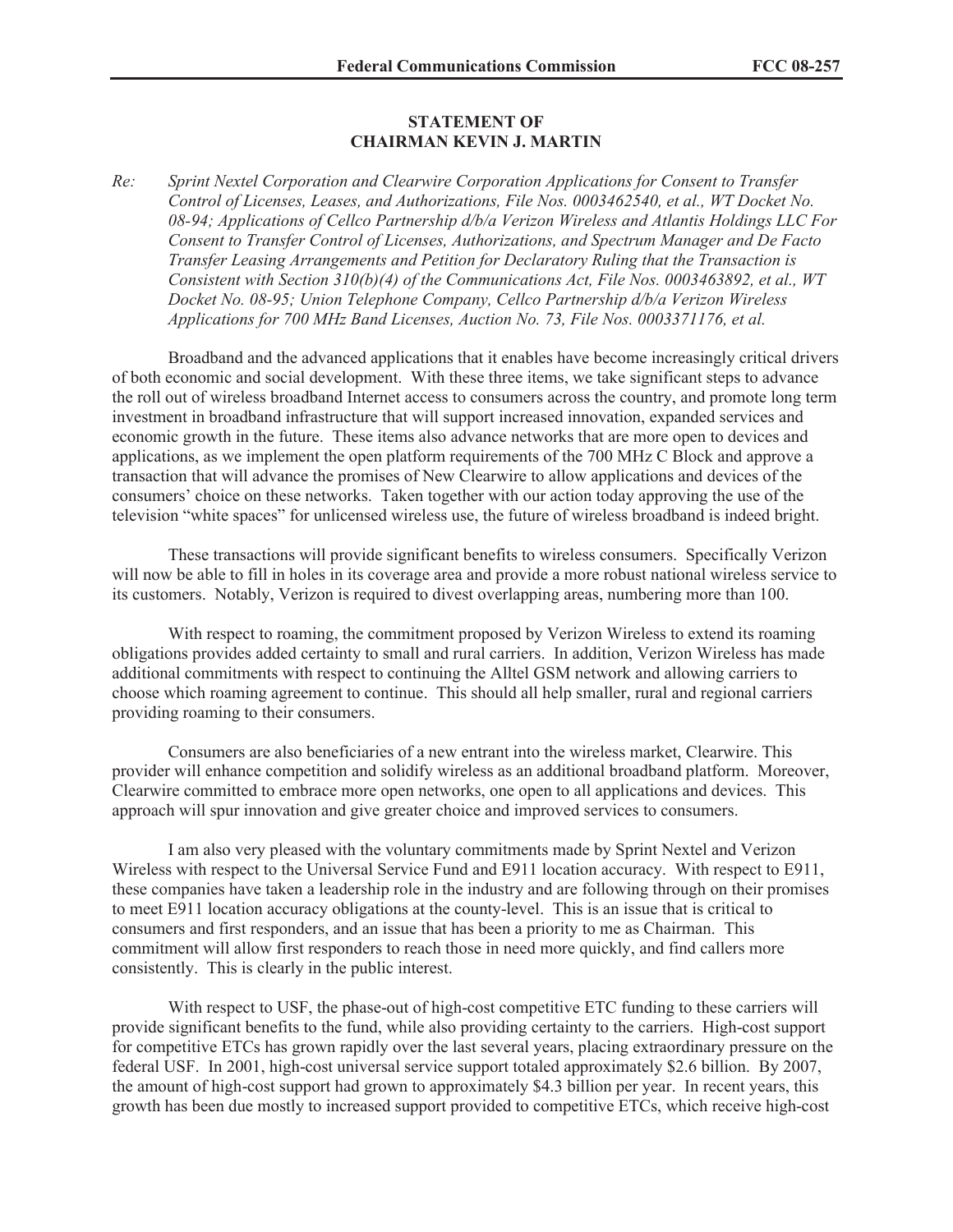**STATEMENT OF**
**CHAIRMAN KEVIN J. MARTIN**

Re: *Sprint Nextel Corporation and Clearwire Corporation Applications for Consent to Transfer Control of Licenses, Leases, and Authorizations, File Nos. 0003462540, et al., WT Docket No. 08-94; Applications of Cellco Partnership d/b/a Verizon Wireless and Atlantis Holdings LLC For Consent to Transfer Control of Licenses, Authorizations, and Spectrum Manager and De Facto Transfer Leasing Arrangements and Petition for Declaratory Ruling that the Transaction is Consistent with Section 310(b)(4) of the Communications Act, File Nos. 0003463892, et al., WT Docket No. 08-95; Union Telephone Company, Cellco Partnership d/b/a Verizon Wireless Applications for 700 MHz Band Licenses, Auction No. 73, File Nos. 0003371176, et al.*

Broadband and the advanced applications that it enables have become increasingly critical drivers of both economic and social development. With these three items, we take significant steps to advance the roll out of wireless broadband Internet access to consumers across the country, and promote long term investment in broadband infrastructure that will support increased innovation, expanded services and economic growth in the future. These items also advance networks that are more open to devices and applications, as we implement the open platform requirements of the 700 MHz C Block and approve a transaction that will advance the promises of New Clearwire to allow applications and devices of the consumers' choice on these networks. Taken together with our action today approving the use of the television "white spaces" for unlicensed wireless use, the future of wireless broadband is indeed bright.

These transactions will provide significant benefits to wireless consumers. Specifically Verizon will now be able to fill in holes in its coverage area and provide a more robust national wireless service to its customers. Notably, Verizon is required to divest overlapping areas, numbering more than 100.

With respect to roaming, the commitment proposed by Verizon Wireless to extend its roaming obligations provides added certainty to small and rural carriers. In addition, Verizon Wireless has made additional commitments with respect to continuing the Alltel GSM network and allowing carriers to choose which roaming agreement to continue. This should all help smaller, rural and regional carriers providing roaming to their consumers.

Consumers are also beneficiaries of a new entrant into the wireless market, Clearwire. This provider will enhance competition and solidify wireless as an additional broadband platform. Moreover, Clearwire committed to embrace more open networks, one open to all applications and devices. This approach will spur innovation and give greater choice and improved services to consumers.

I am also very pleased with the voluntary commitments made by Sprint Nextel and Verizon Wireless with respect to the Universal Service Fund and E911 location accuracy. With respect to E911, these companies have taken a leadership role in the industry and are following through on their promises to meet E911 location accuracy obligations at the county-level. This is an issue that is critical to consumers and first responders, and an issue that has been a priority to me as Chairman. This commitment will allow first responders to reach those in need more quickly, and find callers more consistently. This is clearly in the public interest.

With respect to USF, the phase-out of high-cost competitive ETC funding to these carriers will provide significant benefits to the fund, while also providing certainty to the carriers. High-cost support for competitive ETCs has grown rapidly over the last several years, placing extraordinary pressure on the federal USF. In 2001, high-cost universal service support totaled approximately $2.6 billion. By 2007, the amount of high-cost support had grown to approximately $4.3 billion per year. In recent years, this growth has been due mostly to increased support provided to competitive ETCs, which receive high-cost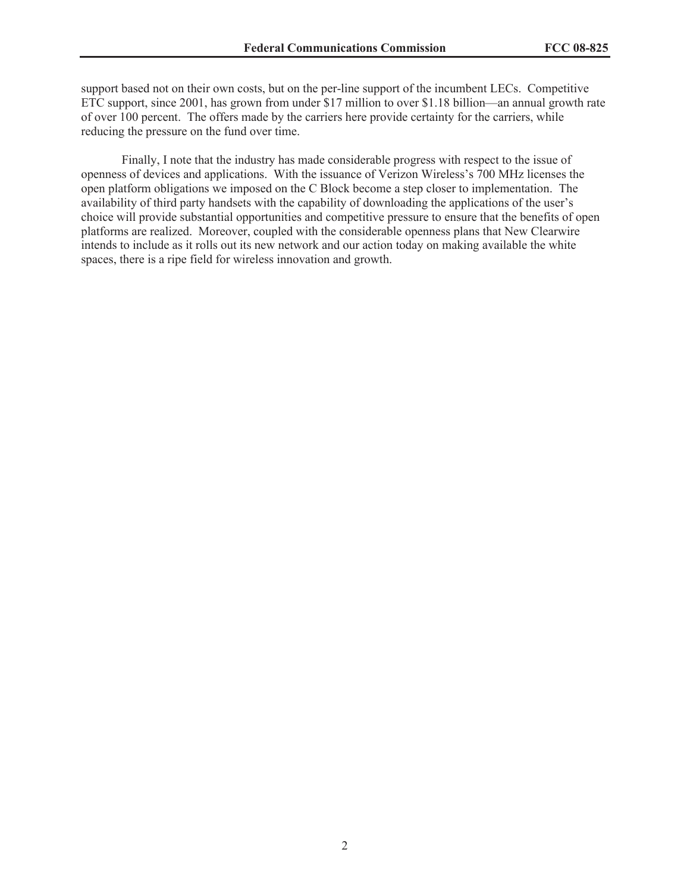support based not on their own costs, but on the per-line support of the incumbent LECs. Competitive ETC support, since 2001, has grown from under $17 million to over $1.18 billion—an annual growth rate of over 100 percent. The offers made by the carriers here provide certainty for the carriers, while reducing the pressure on the fund over time.

Finally, I note that the industry has made considerable progress with respect to the issue of openness of devices and applications. With the issuance of Verizon Wireless's 700 MHz licenses the open platform obligations we imposed on the C Block become a step closer to implementation. The availability of third party handsets with the capability of downloading the applications of the user's choice will provide substantial opportunities and competitive pressure to ensure that the benefits of open platforms are realized. Moreover, coupled with the considerable openness plans that New Clearwire intends to include as it rolls out its new network and our action today on making available the white spaces, there is a ripe field for wireless innovation and growth.